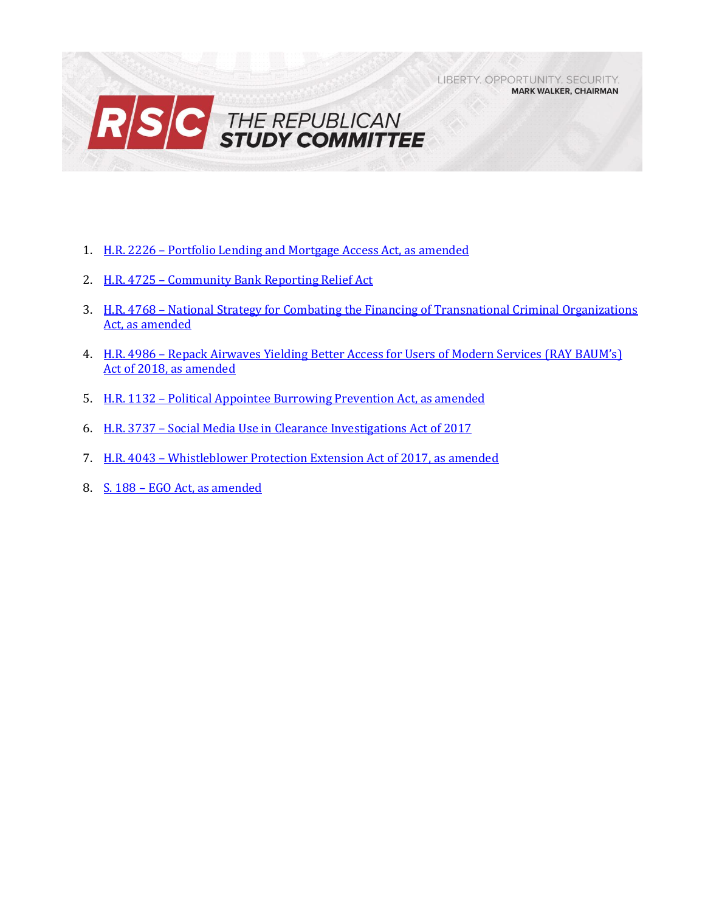# THE REPUBLICAN STUDY COMMITTEE

LIBERTY. OPPORTUNITY. SECURITY.
**MARK WALKER, CHAIRMAN**

1. H.R. 2226 – Portfolio Lending and Mortgage Access Act, as amended
2. H.R. 4725 – Community Bank Reporting Relief Act
3. H.R. 4768 – National Strategy for Combating the Financing of Transnational Criminal Organizations Act, as amended
4. H.R. 4986 – Repack Airwaves Yielding Better Access for Users of Modern Services (RAY BAUM's) Act of 2018, as amended
5. H.R. 1132 – Political Appointee Burrowing Prevention Act, as amended
6. H.R. 3737 – Social Media Use in Clearance Investigations Act of 2017
7. H.R. 4043 – Whistleblower Protection Extension Act of 2017, as amended
8. S. 188 – EGO Act, as amended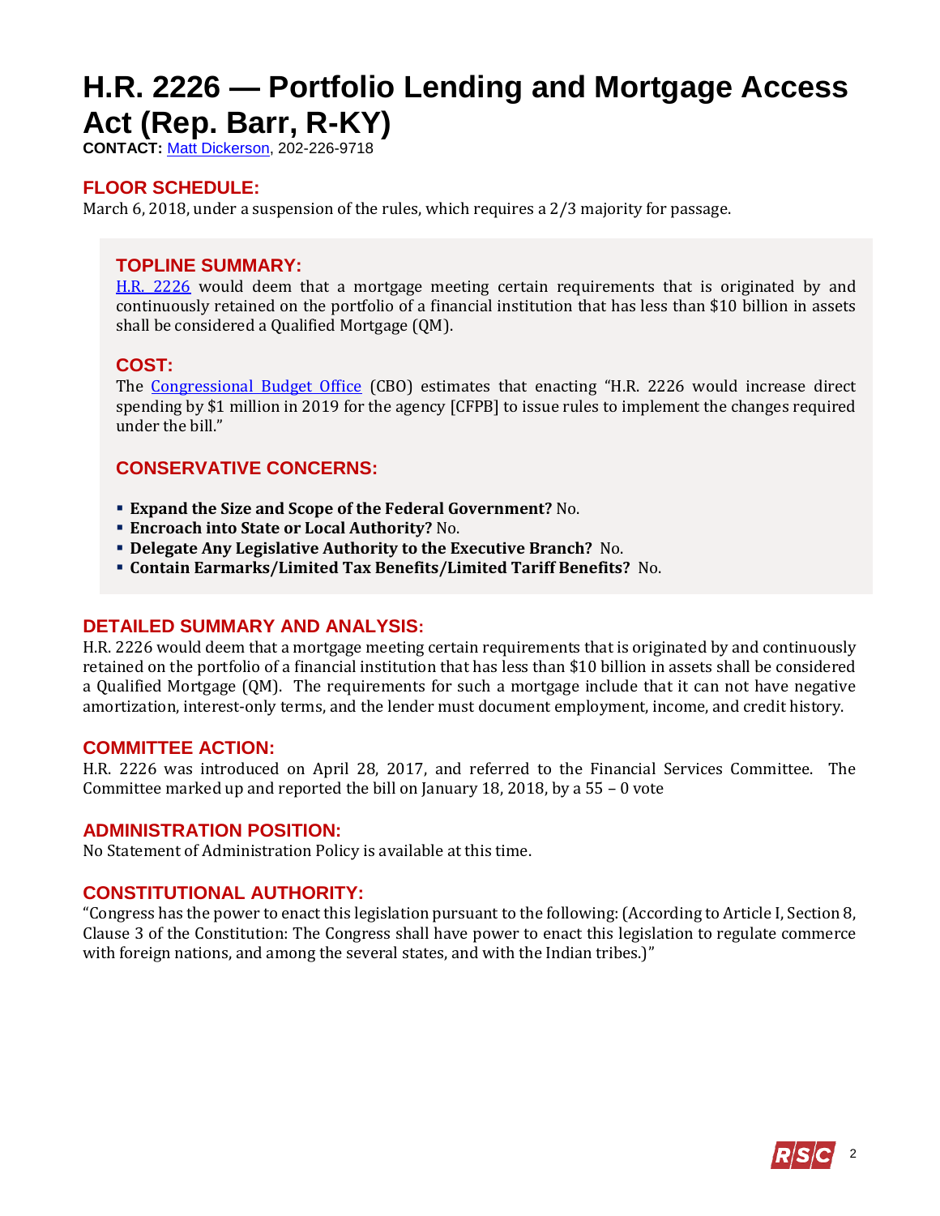# H.R. 2226 — Portfolio Lending and Mortgage Access Act (Rep. Barr, R-KY)

**CONTACT:** Matt Dickerson, 202-226-9718

## FLOOR SCHEDULE:

March 6, 2018, under a suspension of the rules, which requires a 2/3 majority for passage.

## TOPLINE SUMMARY:

H.R. 2226 would deem that a mortgage meeting certain requirements that is originated by and continuously retained on the portfolio of a financial institution that has less than $10 billion in assets shall be considered a Qualified Mortgage (QM).

## COST:

The Congressional Budget Office (CBO) estimates that enacting "H.R. 2226 would increase direct spending by $1 million in 2019 for the agency [CFPB] to issue rules to implement the changes required under the bill."

## CONSERVATIVE CONCERNS:

- **Expand the Size and Scope of the Federal Government?** No.
- **Encroach into State or Local Authority?** No.
- **Delegate Any Legislative Authority to the Executive Branch?** No.
- **Contain Earmarks/Limited Tax Benefits/Limited Tariff Benefits?** No.

## DETAILED SUMMARY AND ANALYSIS:

H.R. 2226 would deem that a mortgage meeting certain requirements that is originated by and continuously retained on the portfolio of a financial institution that has less than $10 billion in assets shall be considered a Qualified Mortgage (QM). The requirements for such a mortgage include that it can not have negative amortization, interest-only terms, and the lender must document employment, income, and credit history.

## COMMITTEE ACTION:

H.R. 2226 was introduced on April 28, 2017, and referred to the Financial Services Committee. The Committee marked up and reported the bill on January 18, 2018, by a 55 – 0 vote

## ADMINISTRATION POSITION:

No Statement of Administration Policy is available at this time.

## CONSTITUTIONAL AUTHORITY:

"Congress has the power to enact this legislation pursuant to the following: (According to Article I, Section 8, Clause 3 of the Constitution: The Congress shall have power to enact this legislation to regulate commerce with foreign nations, and among the several states, and with the Indian tribes.)"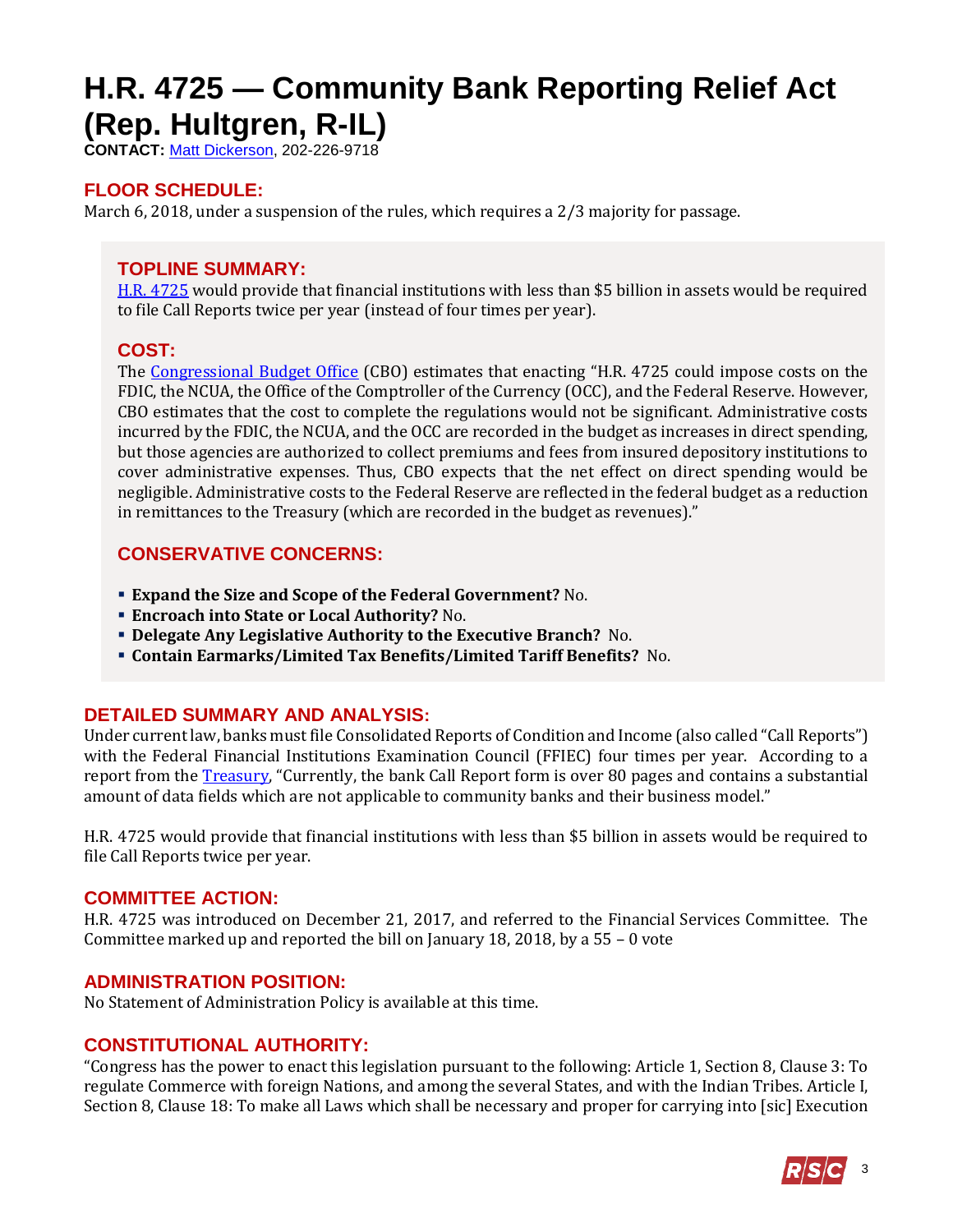# H.R. 4725 — Community Bank Reporting Relief Act (Rep. Hultgren, R-IL)

**CONTACT:** Matt Dickerson, 202-226-9718

## FLOOR SCHEDULE:

March 6, 2018, under a suspension of the rules, which requires a 2/3 majority for passage.

## TOPLINE SUMMARY:

H.R. 4725 would provide that financial institutions with less than $5 billion in assets would be required to file Call Reports twice per year (instead of four times per year).

## COST:

The Congressional Budget Office (CBO) estimates that enacting "H.R. 4725 could impose costs on the FDIC, the NCUA, the Office of the Comptroller of the Currency (OCC), and the Federal Reserve. However, CBO estimates that the cost to complete the regulations would not be significant. Administrative costs incurred by the FDIC, the NCUA, and the OCC are recorded in the budget as increases in direct spending, but those agencies are authorized to collect premiums and fees from insured depository institutions to cover administrative expenses. Thus, CBO expects that the net effect on direct spending would be negligible. Administrative costs to the Federal Reserve are reflected in the federal budget as a reduction in remittances to the Treasury (which are recorded in the budget as revenues)."

## CONSERVATIVE CONCERNS:

- **Expand the Size and Scope of the Federal Government?** No.
- **Encroach into State or Local Authority?** No.
- **Delegate Any Legislative Authority to the Executive Branch?** No.
- **Contain Earmarks/Limited Tax Benefits/Limited Tariff Benefits?** No.

## DETAILED SUMMARY AND ANALYSIS:

Under current law, banks must file Consolidated Reports of Condition and Income (also called "Call Reports") with the Federal Financial Institutions Examination Council (FFIEC) four times per year. According to a report from the Treasury, "Currently, the bank Call Report form is over 80 pages and contains a substantial amount of data fields which are not applicable to community banks and their business model."

H.R. 4725 would provide that financial institutions with less than $5 billion in assets would be required to file Call Reports twice per year.

## COMMITTEE ACTION:

H.R. 4725 was introduced on December 21, 2017, and referred to the Financial Services Committee. The Committee marked up and reported the bill on January 18, 2018, by a 55 – 0 vote

## ADMINISTRATION POSITION:

No Statement of Administration Policy is available at this time.

## CONSTITUTIONAL AUTHORITY:

"Congress has the power to enact this legislation pursuant to the following: Article 1, Section 8, Clause 3: To regulate Commerce with foreign Nations, and among the several States, and with the Indian Tribes. Article I, Section 8, Clause 18: To make all Laws which shall be necessary and proper for carrying into [sic] Execution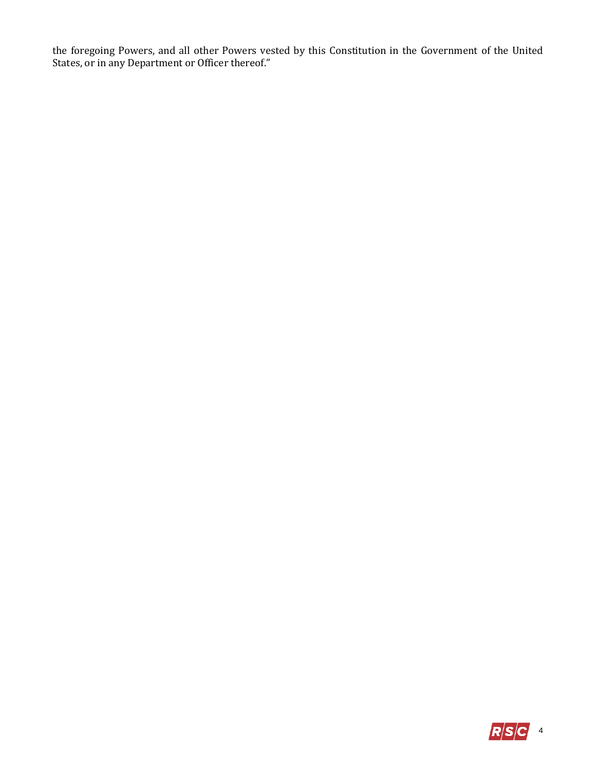the foregoing Powers, and all other Powers vested by this Constitution in the Government of the United States, or in any Department or Officer thereof."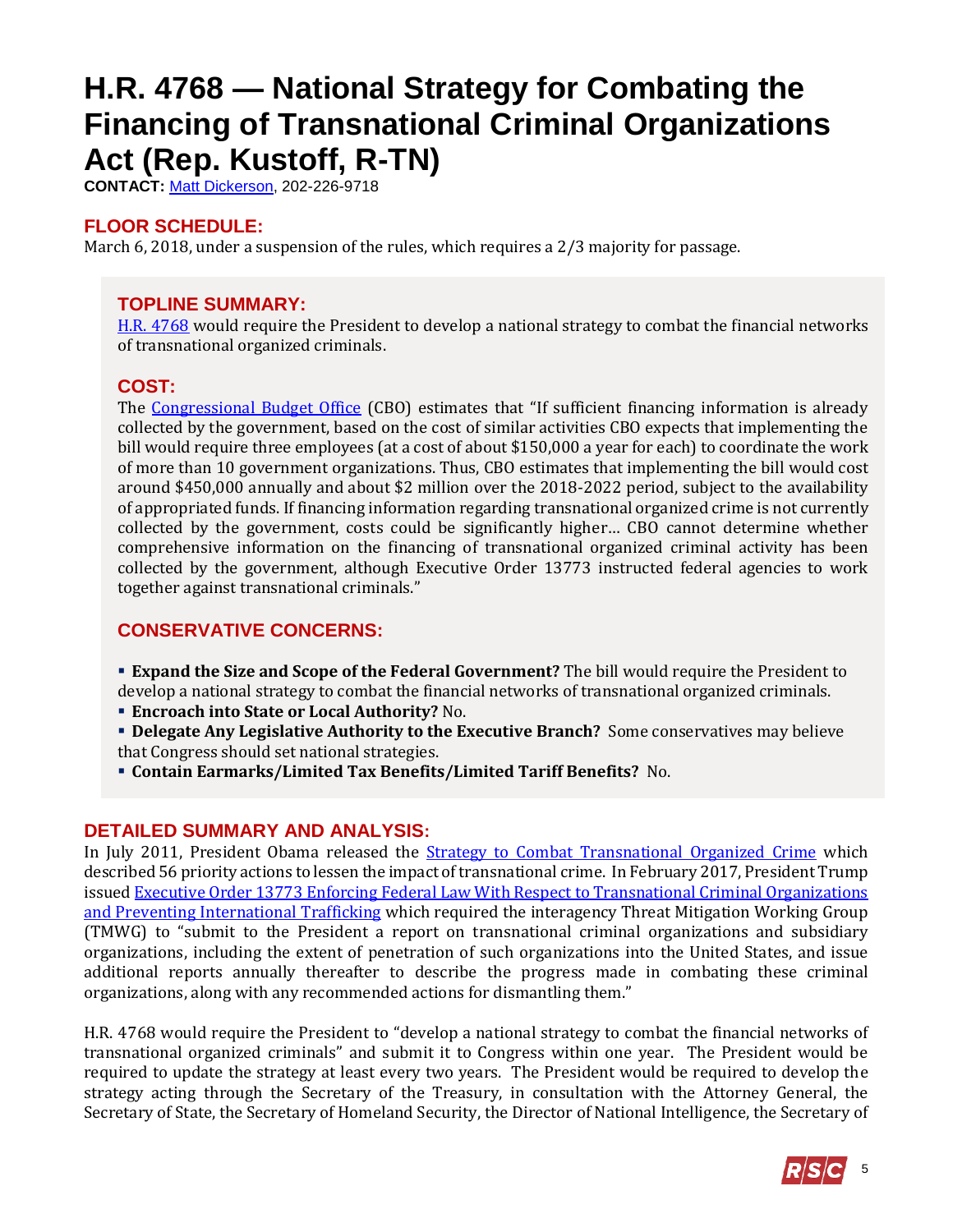# H.R. 4768 — National Strategy for Combating the Financing of Transnational Criminal Organizations Act (Rep. Kustoff, R-TN)

**CONTACT:** Matt Dickerson, 202-226-9718

## FLOOR SCHEDULE:

March 6, 2018, under a suspension of the rules, which requires a 2/3 majority for passage.

## TOPLINE SUMMARY:

H.R. 4768 would require the President to develop a national strategy to combat the financial networks of transnational organized criminals.

## COST:

The Congressional Budget Office (CBO) estimates that "If sufficient financing information is already collected by the government, based on the cost of similar activities CBO expects that implementing the bill would require three employees (at a cost of about $150,000 a year for each) to coordinate the work of more than 10 government organizations. Thus, CBO estimates that implementing the bill would cost around $450,000 annually and about $2 million over the 2018-2022 period, subject to the availability of appropriated funds. If financing information regarding transnational organized crime is not currently collected by the government, costs could be significantly higher… CBO cannot determine whether comprehensive information on the financing of transnational organized criminal activity has been collected by the government, although Executive Order 13773 instructed federal agencies to work together against transnational criminals."

## CONSERVATIVE CONCERNS:

- **Expand the Size and Scope of the Federal Government?** The bill would require the President to develop a national strategy to combat the financial networks of transnational organized criminals.
- **Encroach into State or Local Authority?** No.
- **Delegate Any Legislative Authority to the Executive Branch?** Some conservatives may believe that Congress should set national strategies.
- **Contain Earmarks/Limited Tax Benefits/Limited Tariff Benefits?** No.

## DETAILED SUMMARY AND ANALYSIS:

In July 2011, President Obama released the Strategy to Combat Transnational Organized Crime which described 56 priority actions to lessen the impact of transnational crime. In February 2017, President Trump issued Executive Order 13773 Enforcing Federal Law With Respect to Transnational Criminal Organizations and Preventing International Trafficking which required the interagency Threat Mitigation Working Group (TMWG) to "submit to the President a report on transnational criminal organizations and subsidiary organizations, including the extent of penetration of such organizations into the United States, and issue additional reports annually thereafter to describe the progress made in combating these criminal organizations, along with any recommended actions for dismantling them."

H.R. 4768 would require the President to "develop a national strategy to combat the financial networks of transnational organized criminals" and submit it to Congress within one year. The President would be required to update the strategy at least every two years. The President would be required to develop the strategy acting through the Secretary of the Treasury, in consultation with the Attorney General, the Secretary of State, the Secretary of Homeland Security, the Director of National Intelligence, the Secretary of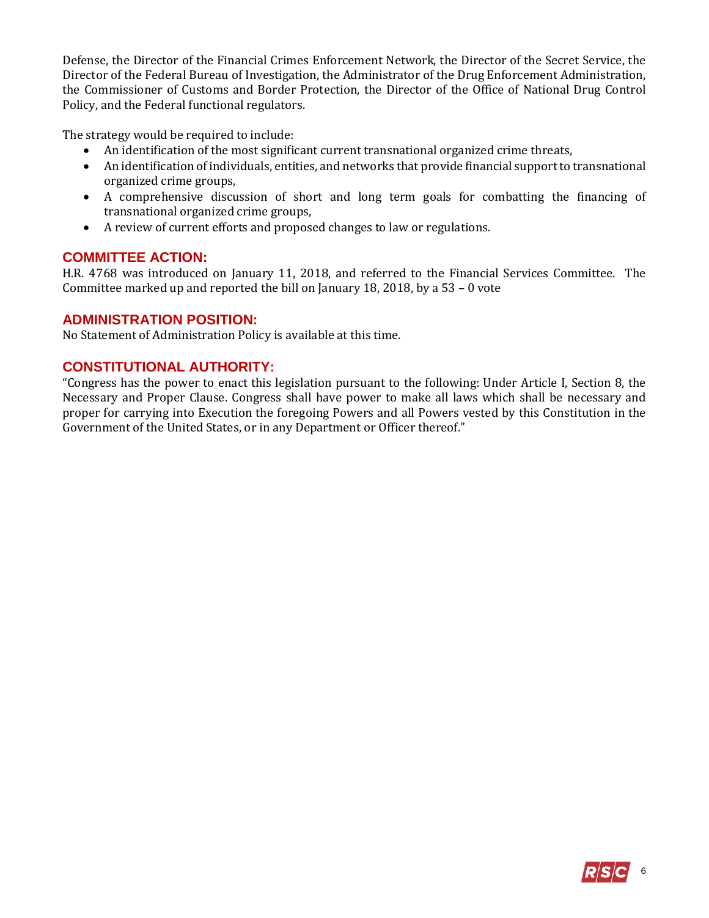Defense, the Director of the Financial Crimes Enforcement Network, the Director of the Secret Service, the Director of the Federal Bureau of Investigation, the Administrator of the Drug Enforcement Administration, the Commissioner of Customs and Border Protection, the Director of the Office of National Drug Control Policy, and the Federal functional regulators.

The strategy would be required to include:

- An identification of the most significant current transnational organized crime threats,
- An identification of individuals, entities, and networks that provide financial support to transnational organized crime groups,
- A comprehensive discussion of short and long term goals for combatting the financing of transnational organized crime groups,
- A review of current efforts and proposed changes to law or regulations.

## COMMITTEE ACTION:

H.R. 4768 was introduced on January 11, 2018, and referred to the Financial Services Committee. The Committee marked up and reported the bill on January 18, 2018, by a 53 – 0 vote

## ADMINISTRATION POSITION:

No Statement of Administration Policy is available at this time.

## CONSTITUTIONAL AUTHORITY:

"Congress has the power to enact this legislation pursuant to the following: Under Article I, Section 8, the Necessary and Proper Clause. Congress shall have power to make all laws which shall be necessary and proper for carrying into Execution the foregoing Powers and all Powers vested by this Constitution in the Government of the United States, or in any Department or Officer thereof."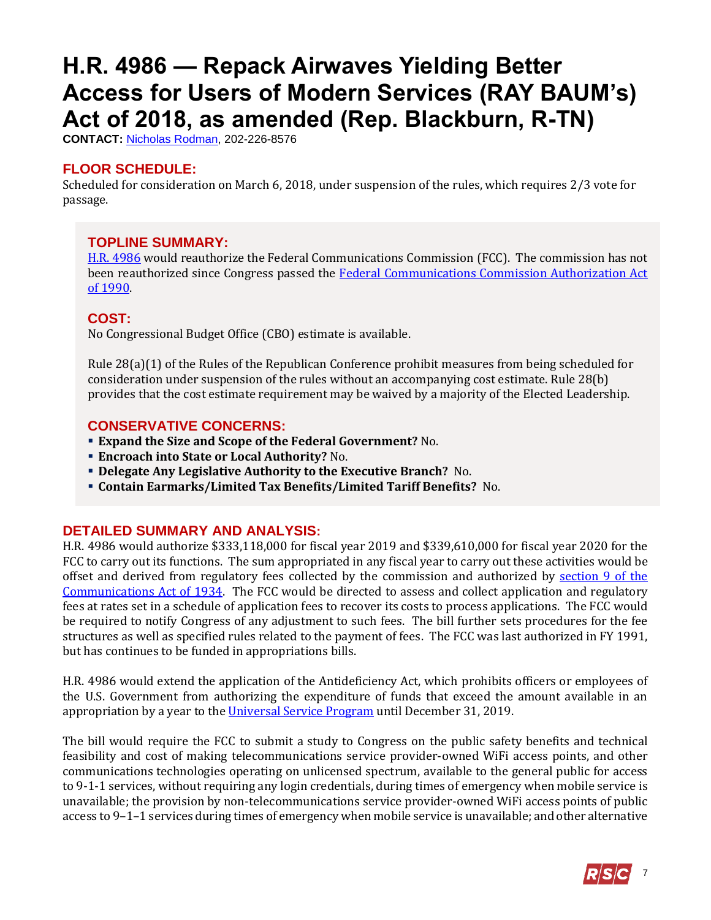# H.R. 4986 — Repack Airwaves Yielding Better Access for Users of Modern Services (RAY BAUM's) Act of 2018, as amended (Rep. Blackburn, R-TN)

**CONTACT:** Nicholas Rodman, 202-226-8576

## FLOOR SCHEDULE:

Scheduled for consideration on March 6, 2018, under suspension of the rules, which requires 2/3 vote for passage.

## TOPLINE SUMMARY:

H.R. 4986 would reauthorize the Federal Communications Commission (FCC). The commission has not been reauthorized since Congress passed the Federal Communications Commission Authorization Act of 1990.

## COST:

No Congressional Budget Office (CBO) estimate is available.

Rule 28(a)(1) of the Rules of the Republican Conference prohibit measures from being scheduled for consideration under suspension of the rules without an accompanying cost estimate. Rule 28(b) provides that the cost estimate requirement may be waived by a majority of the Elected Leadership.

## CONSERVATIVE CONCERNS:

- **Expand the Size and Scope of the Federal Government?** No.
- **Encroach into State or Local Authority?** No.
- **Delegate Any Legislative Authority to the Executive Branch?** No.
- **Contain Earmarks/Limited Tax Benefits/Limited Tariff Benefits?** No.

## DETAILED SUMMARY AND ANALYSIS:

H.R. 4986 would authorize $333,118,000 for fiscal year 2019 and $339,610,000 for fiscal year 2020 for the FCC to carry out its functions. The sum appropriated in any fiscal year to carry out these activities would be offset and derived from regulatory fees collected by the commission and authorized by section 9 of the Communications Act of 1934. The FCC would be directed to assess and collect application and regulatory fees at rates set in a schedule of application fees to recover its costs to process applications. The FCC would be required to notify Congress of any adjustment to such fees. The bill further sets procedures for the fee structures as well as specified rules related to the payment of fees. The FCC was last authorized in FY 1991, but has continues to be funded in appropriations bills.

H.R. 4986 would extend the application of the Antideficiency Act, which prohibits officers or employees of the U.S. Government from authorizing the expenditure of funds that exceed the amount available in an appropriation by a year to the Universal Service Program until December 31, 2019.

The bill would require the FCC to submit a study to Congress on the public safety benefits and technical feasibility and cost of making telecommunications service provider-owned WiFi access points, and other communications technologies operating on unlicensed spectrum, available to the general public for access to 9-1-1 services, without requiring any login credentials, during times of emergency when mobile service is unavailable; the provision by non-telecommunications service provider-owned WiFi access points of public access to 9–1–1 services during times of emergency when mobile service is unavailable; and other alternative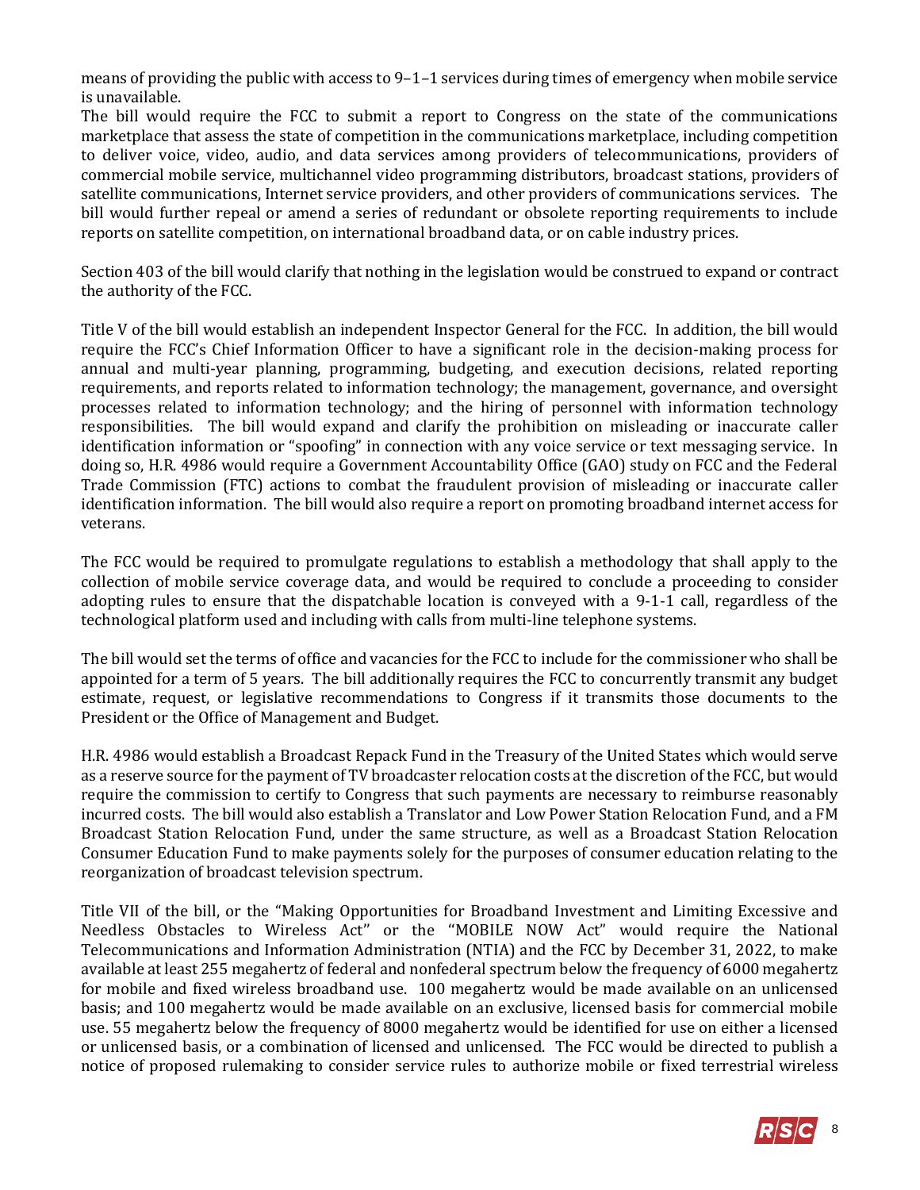means of providing the public with access to 9–1–1 services during times of emergency when mobile service is unavailable.
The bill would require the FCC to submit a report to Congress on the state of the communications marketplace that assess the state of competition in the communications marketplace, including competition to deliver voice, video, audio, and data services among providers of telecommunications, providers of commercial mobile service, multichannel video programming distributors, broadcast stations, providers of satellite communications, Internet service providers, and other providers of communications services. The bill would further repeal or amend a series of redundant or obsolete reporting requirements to include reports on satellite competition, on international broadband data, or on cable industry prices.

Section 403 of the bill would clarify that nothing in the legislation would be construed to expand or contract the authority of the FCC.

Title V of the bill would establish an independent Inspector General for the FCC. In addition, the bill would require the FCC's Chief Information Officer to have a significant role in the decision-making process for annual and multi-year planning, programming, budgeting, and execution decisions, related reporting requirements, and reports related to information technology; the management, governance, and oversight processes related to information technology; and the hiring of personnel with information technology responsibilities. The bill would expand and clarify the prohibition on misleading or inaccurate caller identification information or "spoofing" in connection with any voice service or text messaging service. In doing so, H.R. 4986 would require a Government Accountability Office (GAO) study on FCC and the Federal Trade Commission (FTC) actions to combat the fraudulent provision of misleading or inaccurate caller identification information. The bill would also require a report on promoting broadband internet access for veterans.

The FCC would be required to promulgate regulations to establish a methodology that shall apply to the collection of mobile service coverage data, and would be required to conclude a proceeding to consider adopting rules to ensure that the dispatchable location is conveyed with a 9-1-1 call, regardless of the technological platform used and including with calls from multi-line telephone systems.

The bill would set the terms of office and vacancies for the FCC to include for the commissioner who shall be appointed for a term of 5 years. The bill additionally requires the FCC to concurrently transmit any budget estimate, request, or legislative recommendations to Congress if it transmits those documents to the President or the Office of Management and Budget.

H.R. 4986 would establish a Broadcast Repack Fund in the Treasury of the United States which would serve as a reserve source for the payment of TV broadcaster relocation costs at the discretion of the FCC, but would require the commission to certify to Congress that such payments are necessary to reimburse reasonably incurred costs. The bill would also establish a Translator and Low Power Station Relocation Fund, and a FM Broadcast Station Relocation Fund, under the same structure, as well as a Broadcast Station Relocation Consumer Education Fund to make payments solely for the purposes of consumer education relating to the reorganization of broadcast television spectrum.

Title VII of the bill, or the "Making Opportunities for Broadband Investment and Limiting Excessive and Needless Obstacles to Wireless Act" or the "MOBILE NOW Act" would require the National Telecommunications and Information Administration (NTIA) and the FCC by December 31, 2022, to make available at least 255 megahertz of federal and nonfederal spectrum below the frequency of 6000 megahertz for mobile and fixed wireless broadband use. 100 megahertz would be made available on an unlicensed basis; and 100 megahertz would be made available on an exclusive, licensed basis for commercial mobile use. 55 megahertz below the frequency of 8000 megahertz would be identified for use on either a licensed or unlicensed basis, or a combination of licensed and unlicensed. The FCC would be directed to publish a notice of proposed rulemaking to consider service rules to authorize mobile or fixed terrestrial wireless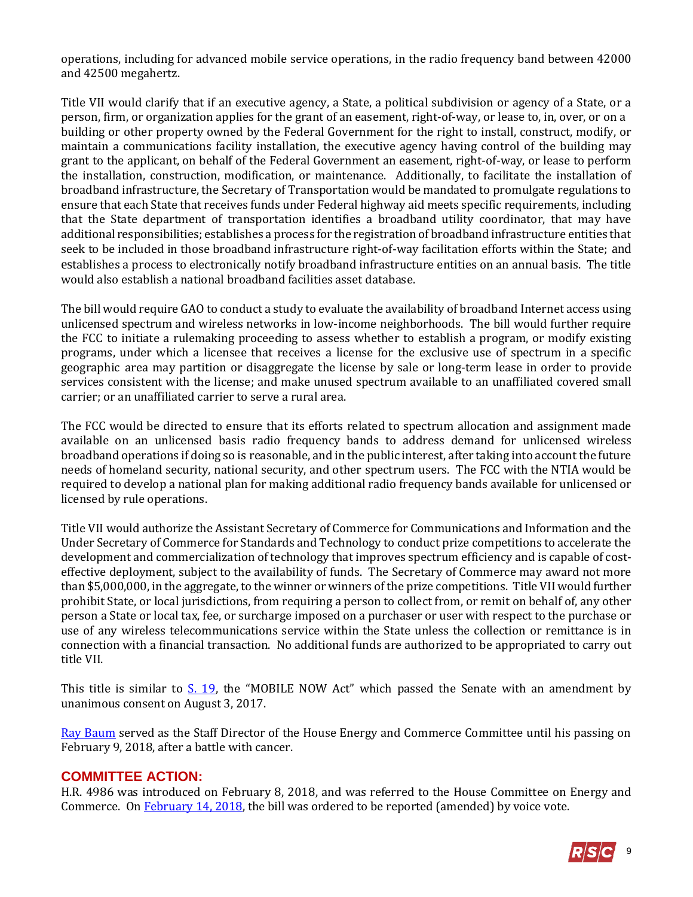operations, including for advanced mobile service operations, in the radio frequency band between 42000 and 42500 megahertz.

Title VII would clarify that if an executive agency, a State, a political subdivision or agency of a State, or a person, firm, or organization applies for the grant of an easement, right-of-way, or lease to, in, over, or on a building or other property owned by the Federal Government for the right to install, construct, modify, or maintain a communications facility installation, the executive agency having control of the building may grant to the applicant, on behalf of the Federal Government an easement, right-of-way, or lease to perform the installation, construction, modification, or maintenance. Additionally, to facilitate the installation of broadband infrastructure, the Secretary of Transportation would be mandated to promulgate regulations to ensure that each State that receives funds under Federal highway aid meets specific requirements, including that the State department of transportation identifies a broadband utility coordinator, that may have additional responsibilities; establishes a process for the registration of broadband infrastructure entities that seek to be included in those broadband infrastructure right-of-way facilitation efforts within the State; and establishes a process to electronically notify broadband infrastructure entities on an annual basis. The title would also establish a national broadband facilities asset database.

The bill would require GAO to conduct a study to evaluate the availability of broadband Internet access using unlicensed spectrum and wireless networks in low-income neighborhoods. The bill would further require the FCC to initiate a rulemaking proceeding to assess whether to establish a program, or modify existing programs, under which a licensee that receives a license for the exclusive use of spectrum in a specific geographic area may partition or disaggregate the license by sale or long-term lease in order to provide services consistent with the license; and make unused spectrum available to an unaffiliated covered small carrier; or an unaffiliated carrier to serve a rural area.

The FCC would be directed to ensure that its efforts related to spectrum allocation and assignment made available on an unlicensed basis radio frequency bands to address demand for unlicensed wireless broadband operations if doing so is reasonable, and in the public interest, after taking into account the future needs of homeland security, national security, and other spectrum users. The FCC with the NTIA would be required to develop a national plan for making additional radio frequency bands available for unlicensed or licensed by rule operations.

Title VII would authorize the Assistant Secretary of Commerce for Communications and Information and the Under Secretary of Commerce for Standards and Technology to conduct prize competitions to accelerate the development and commercialization of technology that improves spectrum efficiency and is capable of cost-effective deployment, subject to the availability of funds. The Secretary of Commerce may award not more than $5,000,000, in the aggregate, to the winner or winners of the prize competitions. Title VII would further prohibit State, or local jurisdictions, from requiring a person to collect from, or remit on behalf of, any other person a State or local tax, fee, or surcharge imposed on a purchaser or user with respect to the purchase or use of any wireless telecommunications service within the State unless the collection or remittance is in connection with a financial transaction. No additional funds are authorized to be appropriated to carry out title VII.

This title is similar to [S. 19](), the "MOBILE NOW Act" which passed the Senate with an amendment by unanimous consent on August 3, 2017.

[Ray Baum]() served as the Staff Director of the House Energy and Commerce Committee until his passing on February 9, 2018, after a battle with cancer.

## COMMITTEE ACTION:

H.R. 4986 was introduced on February 8, 2018, and was referred to the House Committee on Energy and Commerce. On [February 14, 2018](), the bill was ordered to be reported (amended) by voice vote.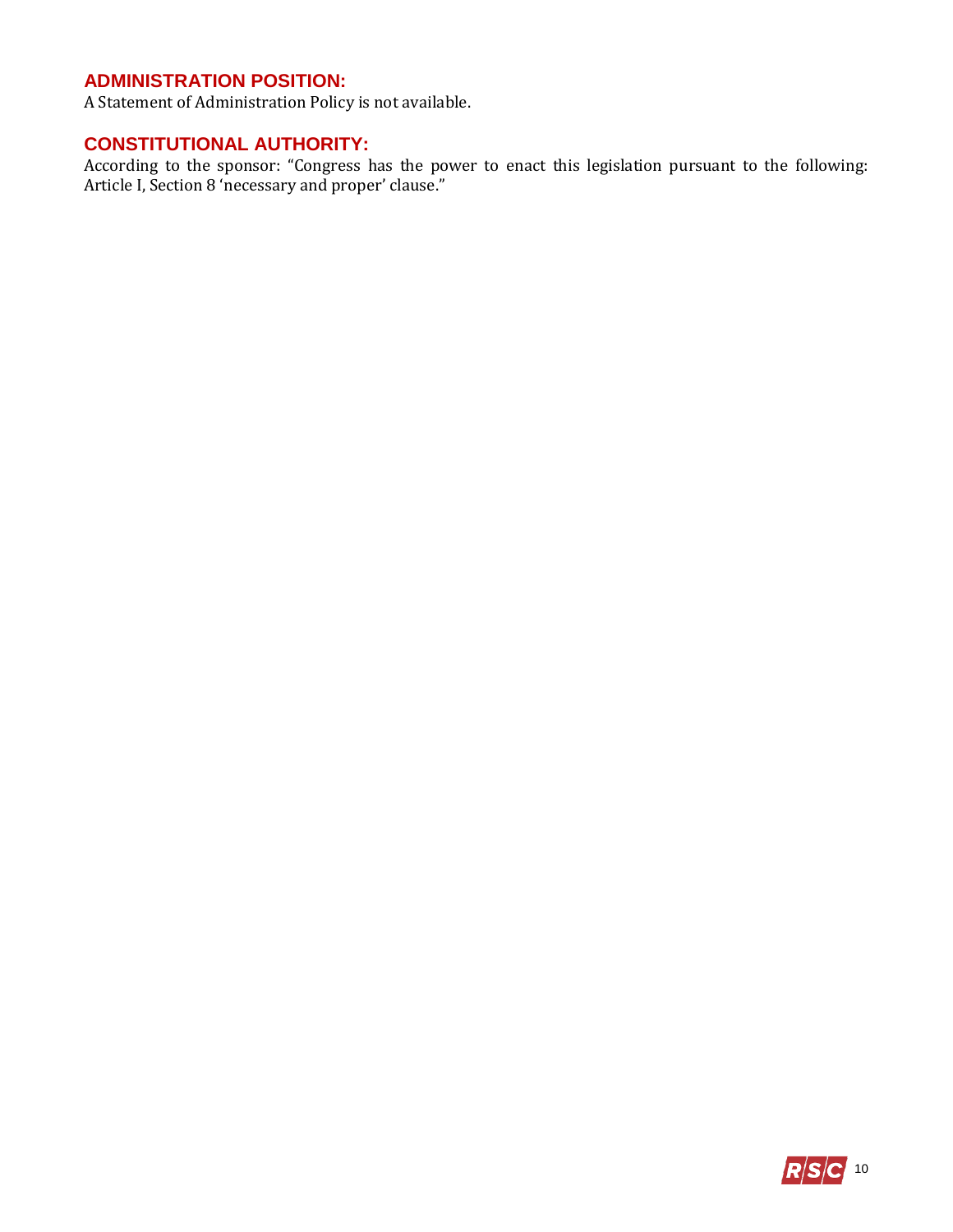## ADMINISTRATION POSITION:

A Statement of Administration Policy is not available.

## CONSTITUTIONAL AUTHORITY:

According to the sponsor: "Congress has the power to enact this legislation pursuant to the following: Article I, Section 8 'necessary and proper' clause."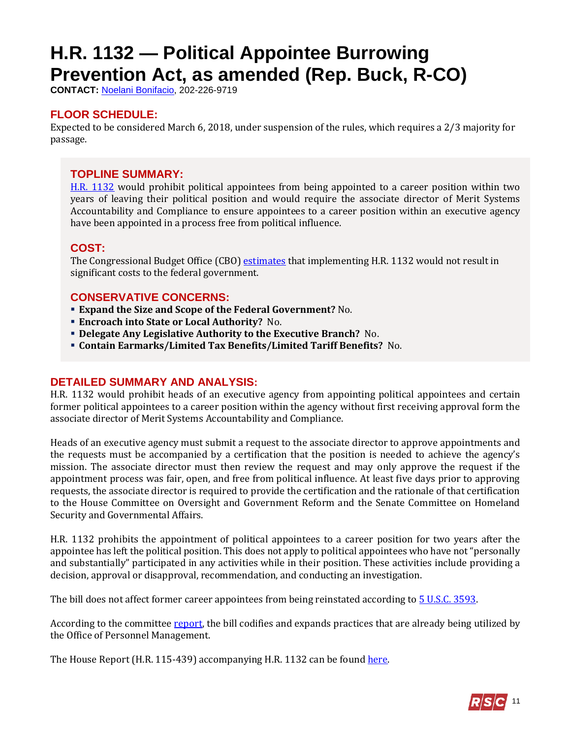# H.R. 1132 — Political Appointee Burrowing Prevention Act, as amended (Rep. Buck, R-CO)

**CONTACT:** [Noelani Bonifacio](), 202-226-9719

## FLOOR SCHEDULE:

Expected to be considered March 6, 2018, under suspension of the rules, which requires a 2/3 majority for passage.

## TOPLINE SUMMARY:

[H.R. 1132]() would prohibit political appointees from being appointed to a career position within two years of leaving their political position and would require the associate director of Merit Systems Accountability and Compliance to ensure appointees to a career position within an executive agency have been appointed in a process free from political influence.

## COST:

The Congressional Budget Office (CBO) [estimates]() that implementing H.R. 1132 would not result in significant costs to the federal government.

## CONSERVATIVE CONCERNS:

- **Expand the Size and Scope of the Federal Government?** No.
- **Encroach into State or Local Authority?** No.
- **Delegate Any Legislative Authority to the Executive Branch?** No.
- **Contain Earmarks/Limited Tax Benefits/Limited Tariff Benefits?** No.

## DETAILED SUMMARY AND ANALYSIS:

H.R. 1132 would prohibit heads of an executive agency from appointing political appointees and certain former political appointees to a career position within the agency without first receiving approval form the associate director of Merit Systems Accountability and Compliance.

Heads of an executive agency must submit a request to the associate director to approve appointments and the requests must be accompanied by a certification that the position is needed to achieve the agency's mission. The associate director must then review the request and may only approve the request if the appointment process was fair, open, and free from political influence. At least five days prior to approving requests, the associate director is required to provide the certification and the rationale of that certification to the House Committee on Oversight and Government Reform and the Senate Committee on Homeland Security and Governmental Affairs.

H.R. 1132 prohibits the appointment of political appointees to a career position for two years after the appointee has left the political position. This does not apply to political appointees who have not "personally and substantially" participated in any activities while in their position. These activities include providing a decision, approval or disapproval, recommendation, and conducting an investigation.

The bill does not affect former career appointees from being reinstated according to [5 U.S.C. 3593]().

According to the committee [report](), the bill codifies and expands practices that are already being utilized by the Office of Personnel Management.

The House Report (H.R. 115-439) accompanying H.R. 1132 can be found [here]().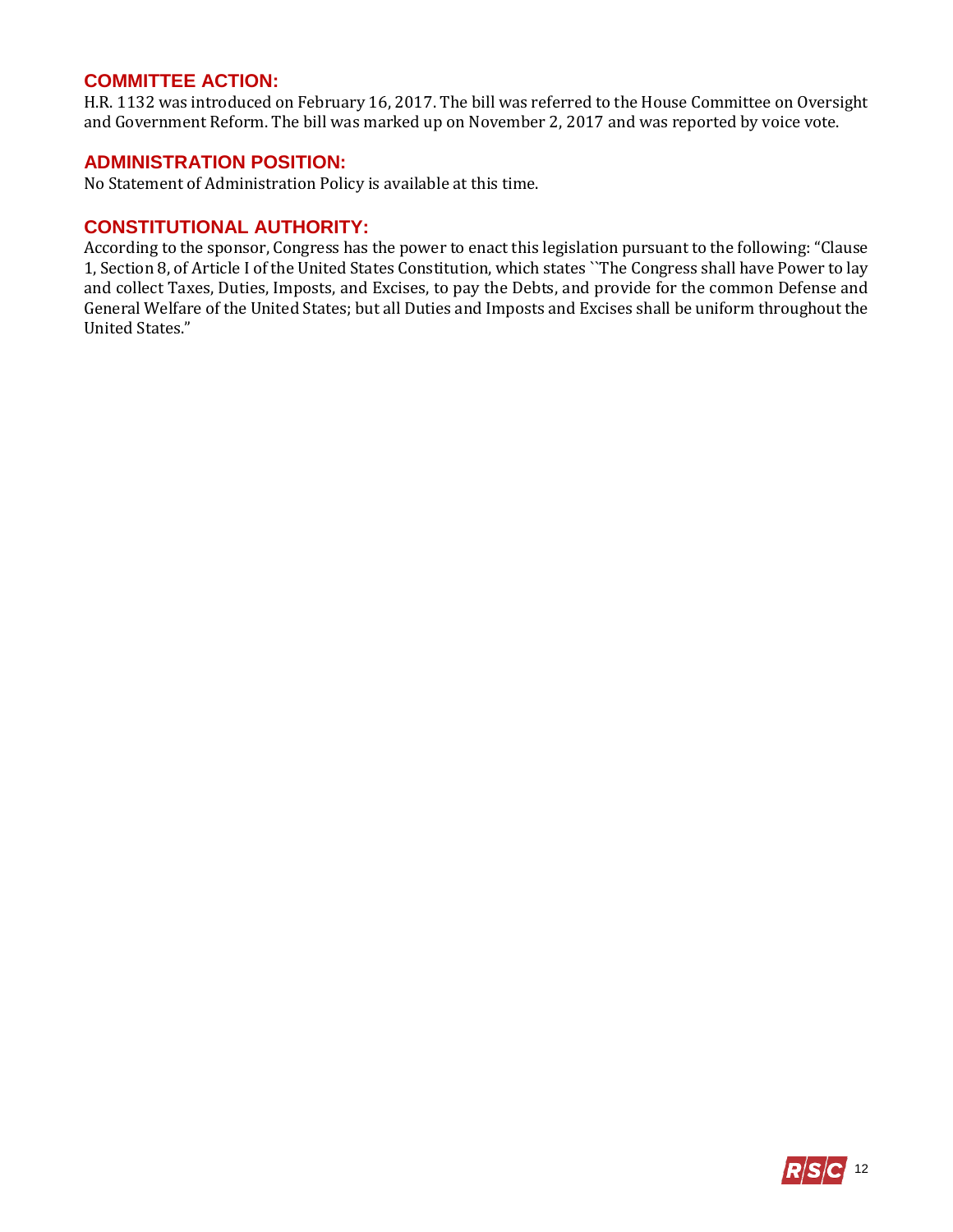## COMMITTEE ACTION:

H.R. 1132 was introduced on February 16, 2017. The bill was referred to the House Committee on Oversight and Government Reform. The bill was marked up on November 2, 2017 and was reported by voice vote.

## ADMINISTRATION POSITION:

No Statement of Administration Policy is available at this time.

## CONSTITUTIONAL AUTHORITY:

According to the sponsor, Congress has the power to enact this legislation pursuant to the following: "Clause 1, Section 8, of Article I of the United States Constitution, which states ``The Congress shall have Power to lay and collect Taxes, Duties, Imposts, and Excises, to pay the Debts, and provide for the common Defense and General Welfare of the United States; but all Duties and Imposts and Excises shall be uniform throughout the United States."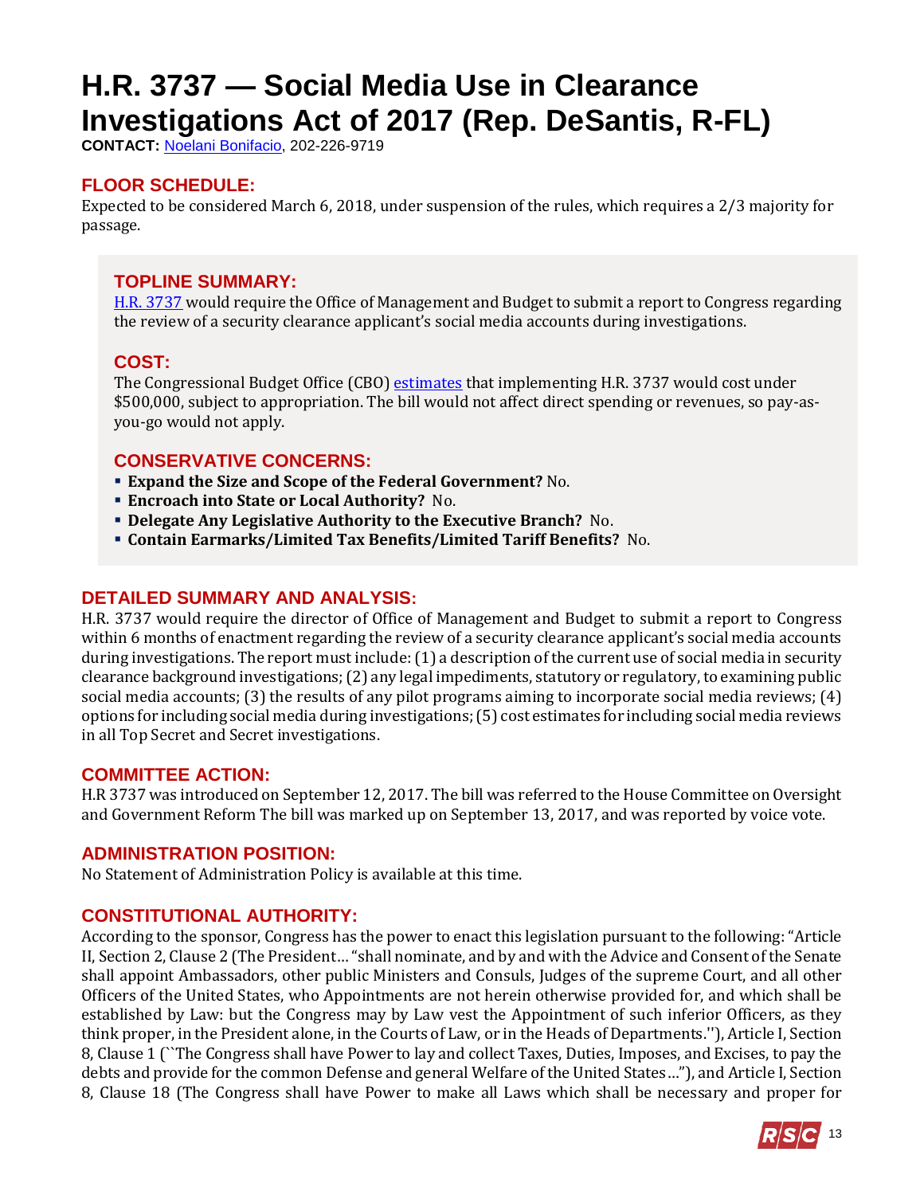# H.R. 3737 — Social Media Use in Clearance Investigations Act of 2017 (Rep. DeSantis, R-FL)

**CONTACT:** Noelani Bonifacio, 202-226-9719

## FLOOR SCHEDULE:

Expected to be considered March 6, 2018, under suspension of the rules, which requires a 2/3 majority for passage.

## TOPLINE SUMMARY:

H.R. 3737 would require the Office of Management and Budget to submit a report to Congress regarding the review of a security clearance applicant's social media accounts during investigations.

## COST:

The Congressional Budget Office (CBO) estimates that implementing H.R. 3737 would cost under $500,000, subject to appropriation. The bill would not affect direct spending or revenues, so pay-as-you-go would not apply.

## CONSERVATIVE CONCERNS:

- **Expand the Size and Scope of the Federal Government?** No.
- **Encroach into State or Local Authority?** No.
- **Delegate Any Legislative Authority to the Executive Branch?** No.
- **Contain Earmarks/Limited Tax Benefits/Limited Tariff Benefits?** No.

## DETAILED SUMMARY AND ANALYSIS:

H.R. 3737 would require the director of Office of Management and Budget to submit a report to Congress within 6 months of enactment regarding the review of a security clearance applicant's social media accounts during investigations. The report must include: (1) a description of the current use of social media in security clearance background investigations; (2) any legal impediments, statutory or regulatory, to examining public social media accounts; (3) the results of any pilot programs aiming to incorporate social media reviews; (4) options for including social media during investigations; (5) cost estimates for including social media reviews in all Top Secret and Secret investigations.

## COMMITTEE ACTION:

H.R 3737 was introduced on September 12, 2017. The bill was referred to the House Committee on Oversight and Government Reform The bill was marked up on September 13, 2017, and was reported by voice vote.

## ADMINISTRATION POSITION:

No Statement of Administration Policy is available at this time.

## CONSTITUTIONAL AUTHORITY:

According to the sponsor, Congress has the power to enact this legislation pursuant to the following: "Article II, Section 2, Clause 2 (The President… "shall nominate, and by and with the Advice and Consent of the Senate shall appoint Ambassadors, other public Ministers and Consuls, Judges of the supreme Court, and all other Officers of the United States, who Appointments are not herein otherwise provided for, and which shall be established by Law: but the Congress may by Law vest the Appointment of such inferior Officers, as they think proper, in the President alone, in the Courts of Law, or in the Heads of Departments.''), Article I, Section 8, Clause 1 (``The Congress shall have Power to lay and collect Taxes, Duties, Imposes, and Excises, to pay the debts and provide for the common Defense and general Welfare of the United States…"), and Article I, Section 8, Clause 18 (The Congress shall have Power to make all Laws which shall be necessary and proper for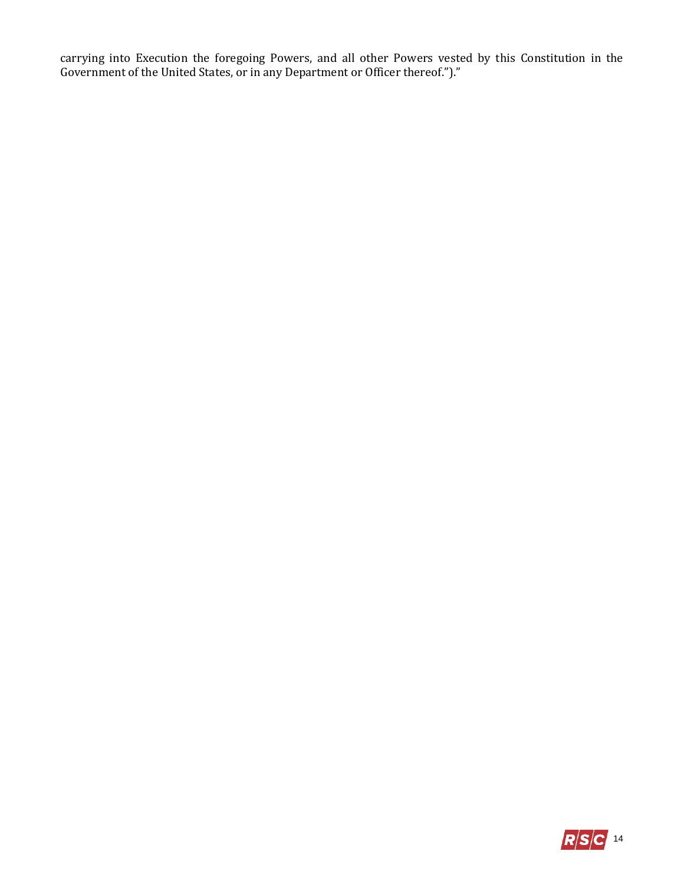carrying into Execution the foregoing Powers, and all other Powers vested by this Constitution in the Government of the United States, or in any Department or Officer thereof.”).”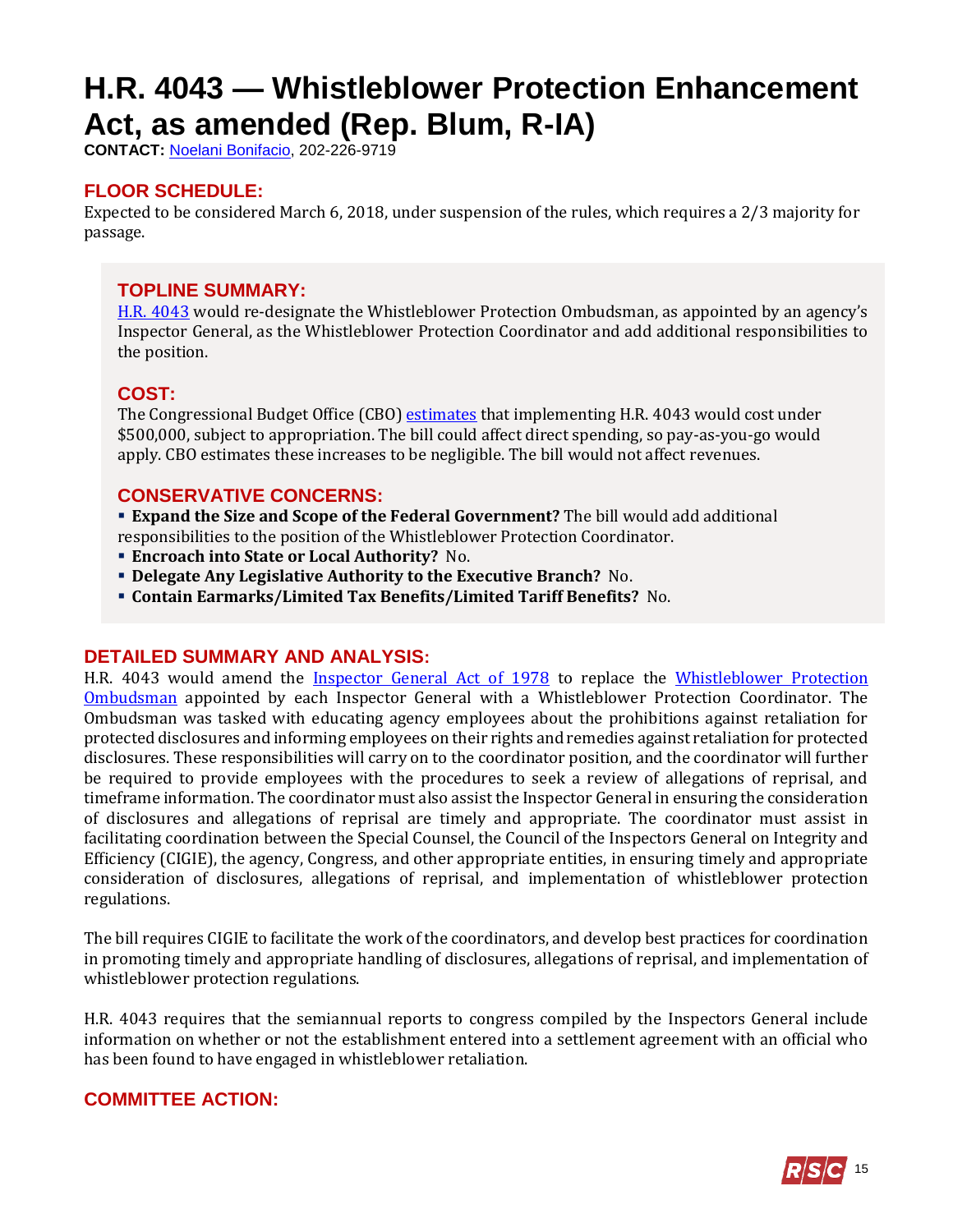# H.R. 4043 — Whistleblower Protection Enhancement Act, as amended (Rep. Blum, R-IA)

**CONTACT:** Noelani Bonifacio, 202-226-9719

## FLOOR SCHEDULE:

Expected to be considered March 6, 2018, under suspension of the rules, which requires a 2/3 majority for passage.

## TOPLINE SUMMARY:

H.R. 4043 would re-designate the Whistleblower Protection Ombudsman, as appointed by an agency's Inspector General, as the Whistleblower Protection Coordinator and add additional responsibilities to the position.

## COST:

The Congressional Budget Office (CBO) estimates that implementing H.R. 4043 would cost under $500,000, subject to appropriation. The bill could affect direct spending, so pay-as-you-go would apply. CBO estimates these increases to be negligible. The bill would not affect revenues.

## CONSERVATIVE CONCERNS:

- **Expand the Size and Scope of the Federal Government?** The bill would add additional responsibilities to the position of the Whistleblower Protection Coordinator.
- **Encroach into State or Local Authority?** No.
- **Delegate Any Legislative Authority to the Executive Branch?** No.
- **Contain Earmarks/Limited Tax Benefits/Limited Tariff Benefits?** No.

## DETAILED SUMMARY AND ANALYSIS:

H.R. 4043 would amend the Inspector General Act of 1978 to replace the Whistleblower Protection Ombudsman appointed by each Inspector General with a Whistleblower Protection Coordinator. The Ombudsman was tasked with educating agency employees about the prohibitions against retaliation for protected disclosures and informing employees on their rights and remedies against retaliation for protected disclosures. These responsibilities will carry on to the coordinator position, and the coordinator will further be required to provide employees with the procedures to seek a review of allegations of reprisal, and timeframe information. The coordinator must also assist the Inspector General in ensuring the consideration of disclosures and allegations of reprisal are timely and appropriate. The coordinator must assist in facilitating coordination between the Special Counsel, the Council of the Inspectors General on Integrity and Efficiency (CIGIE), the agency, Congress, and other appropriate entities, in ensuring timely and appropriate consideration of disclosures, allegations of reprisal, and implementation of whistleblower protection regulations.

The bill requires CIGIE to facilitate the work of the coordinators, and develop best practices for coordination in promoting timely and appropriate handling of disclosures, allegations of reprisal, and implementation of whistleblower protection regulations.

H.R. 4043 requires that the semiannual reports to congress compiled by the Inspectors General include information on whether or not the establishment entered into a settlement agreement with an official who has been found to have engaged in whistleblower retaliation.

## COMMITTEE ACTION: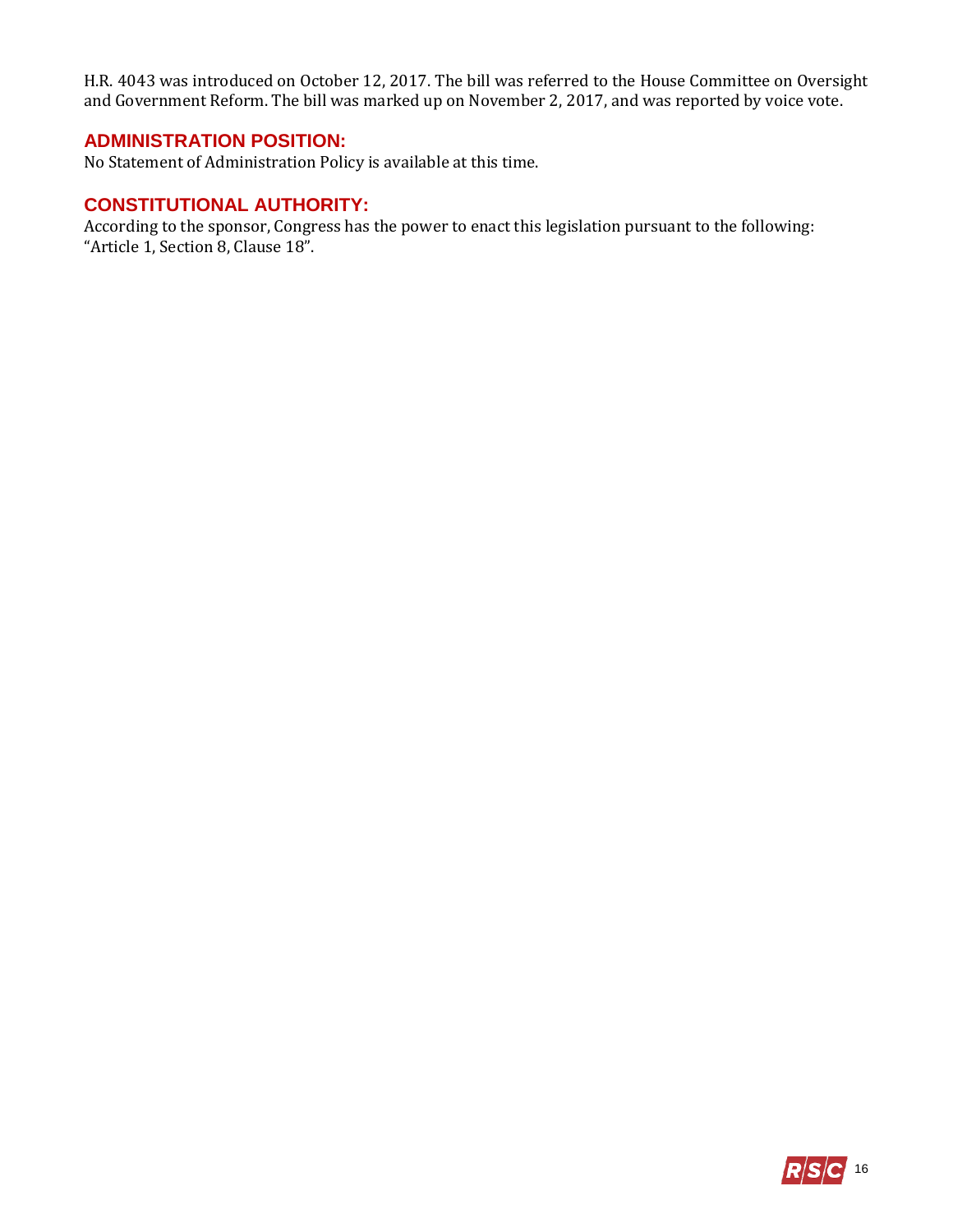H.R. 4043 was introduced on October 12, 2017. The bill was referred to the House Committee on Oversight and Government Reform. The bill was marked up on November 2, 2017, and was reported by voice vote.

## ADMINISTRATION POSITION:

No Statement of Administration Policy is available at this time.

## CONSTITUTIONAL AUTHORITY:

According to the sponsor, Congress has the power to enact this legislation pursuant to the following: "Article 1, Section 8, Clause 18".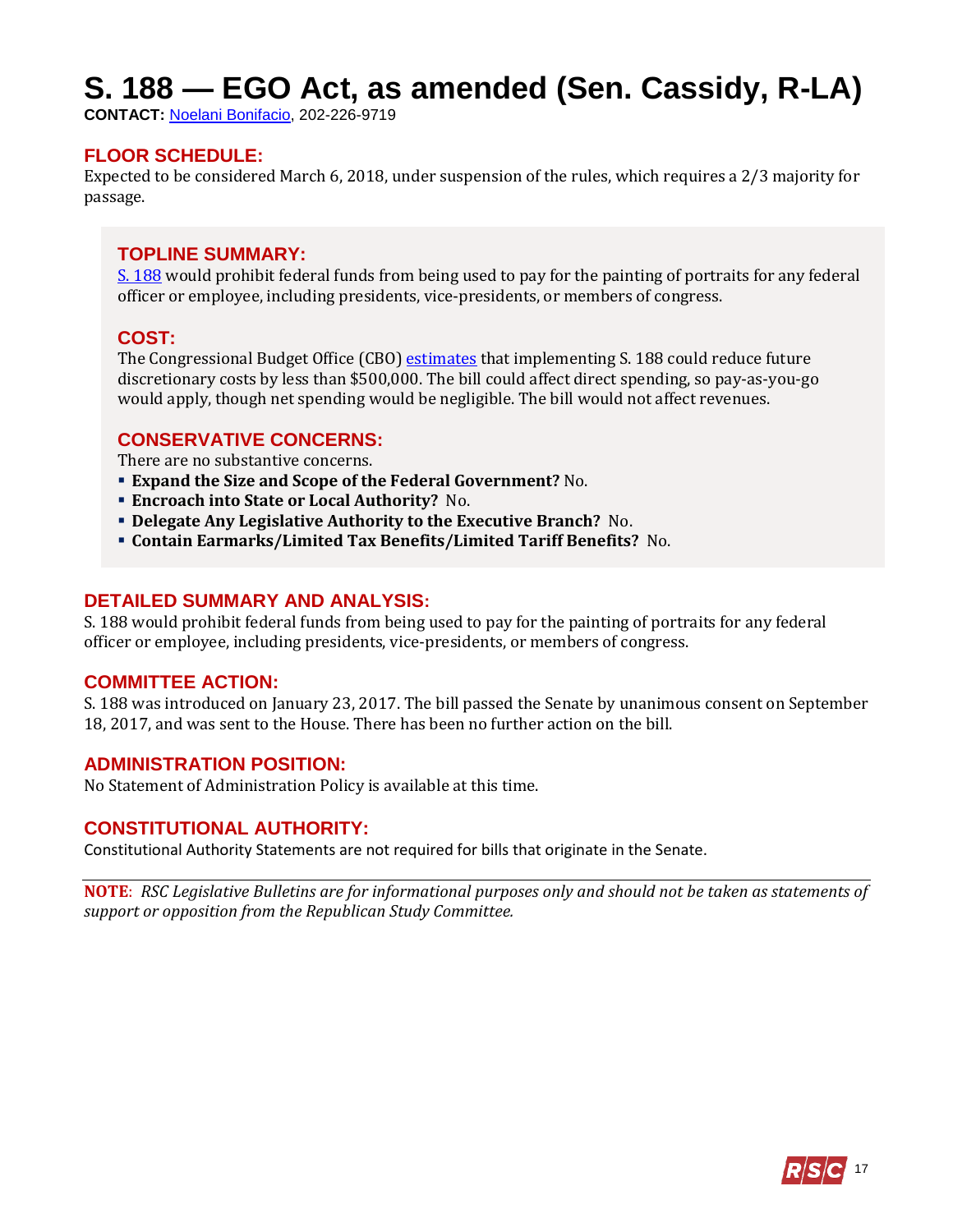# S. 188 — EGO Act, as amended (Sen. Cassidy, R-LA)

**CONTACT:** Noelani Bonifacio, 202-226-9719

## FLOOR SCHEDULE:

Expected to be considered March 6, 2018, under suspension of the rules, which requires a 2/3 majority for passage.

## TOPLINE SUMMARY:

S. 188 would prohibit federal funds from being used to pay for the painting of portraits for any federal officer or employee, including presidents, vice-presidents, or members of congress.

## COST:

The Congressional Budget Office (CBO) estimates that implementing S. 188 could reduce future discretionary costs by less than $500,000. The bill could affect direct spending, so pay-as-you-go would apply, though net spending would be negligible. The bill would not affect revenues.

## CONSERVATIVE CONCERNS:

There are no substantive concerns.

- **Expand the Size and Scope of the Federal Government?** No.
- **Encroach into State or Local Authority?** No.
- **Delegate Any Legislative Authority to the Executive Branch?** No.
- **Contain Earmarks/Limited Tax Benefits/Limited Tariff Benefits?** No.

## DETAILED SUMMARY AND ANALYSIS:

S. 188 would prohibit federal funds from being used to pay for the painting of portraits for any federal officer or employee, including presidents, vice-presidents, or members of congress.

## COMMITTEE ACTION:

S. 188 was introduced on January 23, 2017. The bill passed the Senate by unanimous consent on September 18, 2017, and was sent to the House. There has been no further action on the bill.

## ADMINISTRATION POSITION:

No Statement of Administration Policy is available at this time.

## CONSTITUTIONAL AUTHORITY:

Constitutional Authority Statements are not required for bills that originate in the Senate.

---

**NOTE**: *RSC Legislative Bulletins are for informational purposes only and should not be taken as statements of support or opposition from the Republican Study Committee.*